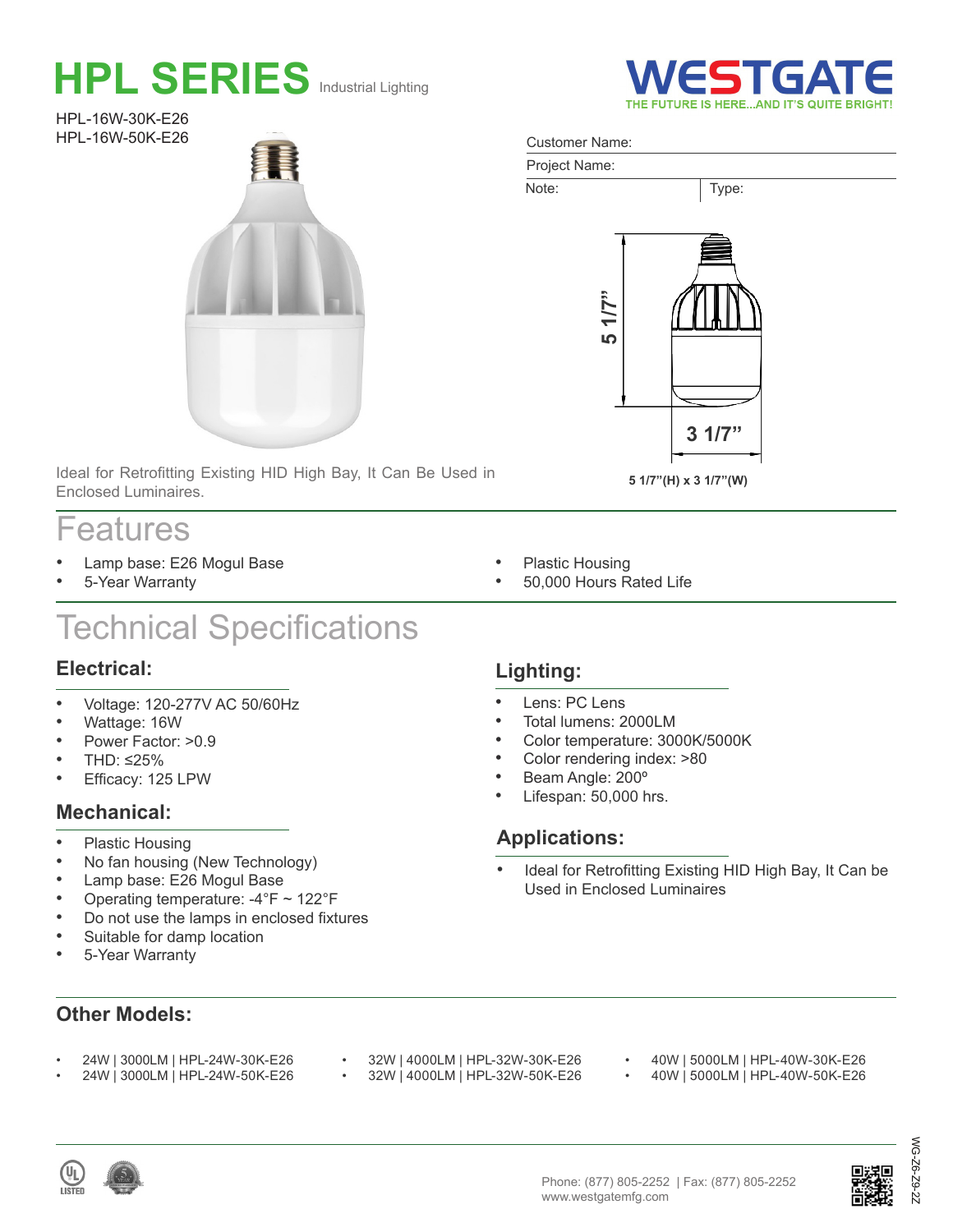# HPL SERIES Industrial Lighting

**WESTGATE**
THE FUTURE IS HERE...AND IT'S QUITE BRIGHT!

HPL-16W-30K-E26
HPL-16W-50K-E26

Customer Name:

Project Name:

Note: | Type:

5 1/7"

3 1/7"

5 1/7"(H) x 3 1/7"(W)

Ideal for Retrofitting Existing HID High Bay, It Can Be Used in Enclosed Luminaires.

## Features

- Lamp base: E26 Mogul Base
- 5-Year Warranty
- Plastic Housing
- 50,000 Hours Rated Life

## Technical Specifications

### Electrical:

- Voltage: 120-277V AC 50/60Hz
- Wattage: 16W
- Power Factor: >0.9
- THD: ≤25%
- Efficacy: 125 LPW

### Mechanical:

- Plastic Housing
- No fan housing (New Technology)
- Lamp base: E26 Mogul Base
- Operating temperature: -4°F ~ 122°F
- Do not use the lamps in enclosed fixtures
- Suitable for damp location
- 5-Year Warranty

### Lighting:

- Lens: PC Lens
- Total lumens: 2000LM
- Color temperature: 3000K/5000K
- Color rendering index: >80
- Beam Angle: 200º
- Lifespan: 50,000 hrs.

### Applications:

- Ideal for Retrofitting Existing HID High Bay, It Can be Used in Enclosed Luminaires

### Other Models:

- 24W | 3000LM | HPL-24W-30K-E26
- 24W | 3000LM | HPL-24W-50K-E26
- 32W | 4000LM | HPL-32W-30K-E26
- 32W | 4000LM | HPL-32W-50K-E26
- 40W | 5000LM | HPL-40W-30K-E26
- 40W | 5000LM | HPL-40W-50K-E26

Phone: (877) 805-2252 | Fax: (877) 805-2252
www.westgatemfg.com

WG-Z6-Z9-22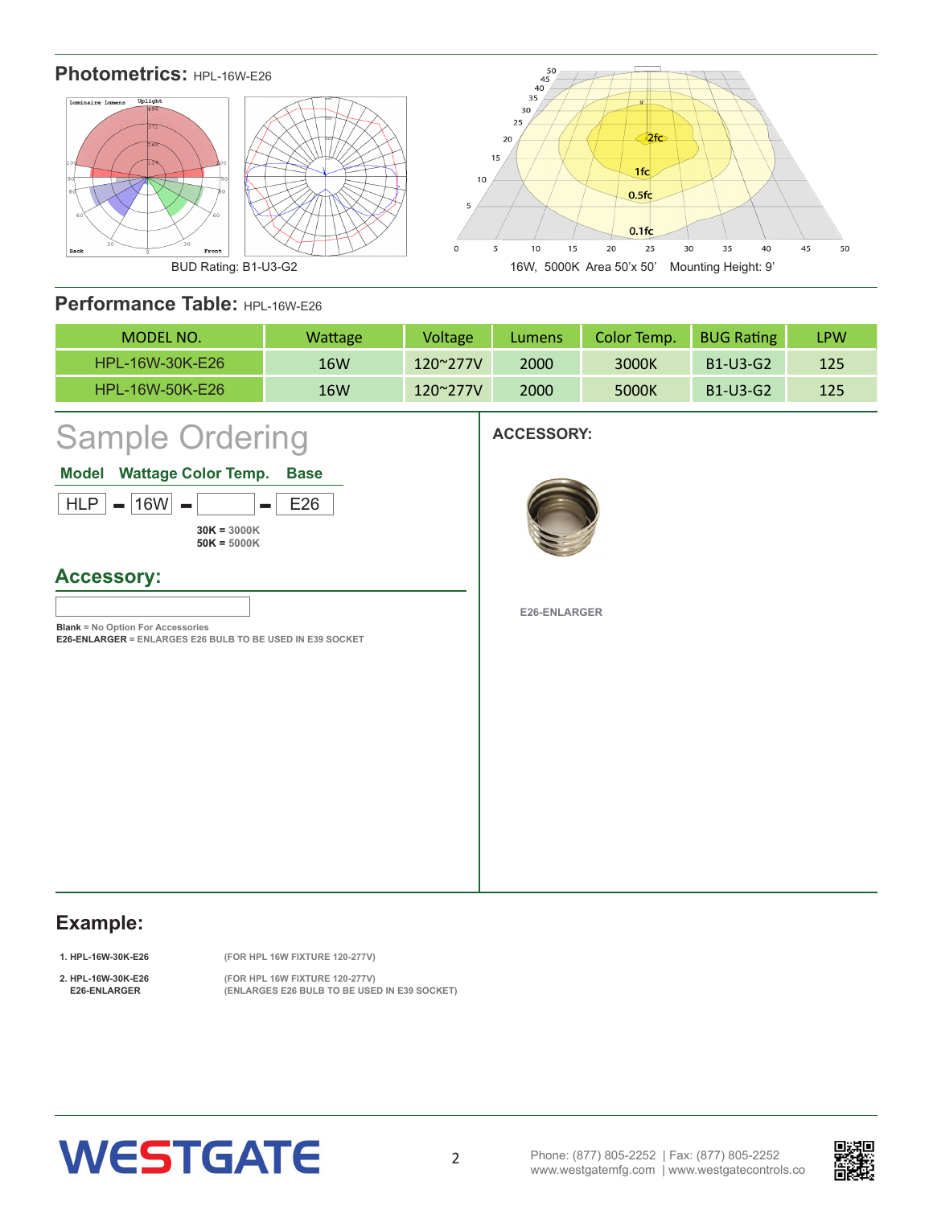## Photometrics: HPL-16W-E26

BUD Rating: B1-U3-G2

16W, 5000K Area 50'x 50' Mounting Height: 9'

## Performance Table: HPL-16W-E26

| MODEL NO. | Wattage | Voltage | Lumens | Color Temp. | BUG Rating | LPW |
|---|---|---|---|---|---|---|
| HPL-16W-30K-E26 | 16W | 120~277V | 2000 | 3000K | B1-U3-G2 | 125 |
| HPL-16W-50K-E26 | 16W | 120~277V | 2000 | 5000K | B1-U3-G2 | 125 |

# Sample Ordering

**Model** | **Wattage** | **Color Temp.** | **Base**

HLP – 16W – [ ] – E26

**30K** = 3000K
**50K** = 5000K

## Accessory:

[ ]

**Blank** = No Option For Accessories
**E26-ENLARGER** = ENLARGES E26 BULB TO BE USED IN E39 SOCKET

**ACCESSORY:**

E26-ENLARGER

## Example:

1. **HPL-16W-30K-E26** (FOR HPL 16W FIXTURE 120-277V)
2. **HPL-16W-30K-E26**
   **E26-ENLARGER** (FOR HPL 16W FIXTURE 120-277V) (ENLARGES E26 BULB TO BE USED IN E39 SOCKET)

WESTGATE

Phone: (877) 805-2252 | Fax: (877) 805-2252
www.westgatemfg.com | www.westgatecontrols.co